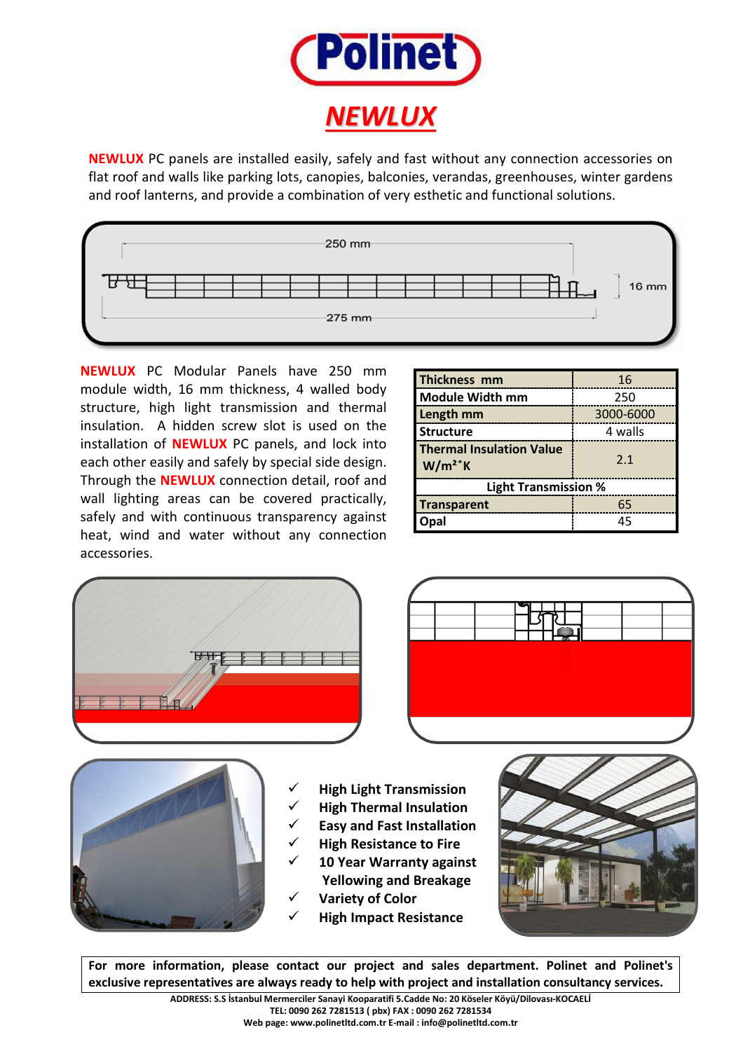# Polinet

## NEWLUX

**NEWLUX** PC panels are installed easily, safely and fast without any connection accessories on flat roof and walls like parking lots, canopies, balconies, verandas, greenhouses, winter gardens and roof lanterns, and provide a combination of very esthetic and functional solutions.

250 mm

16 mm

275 mm

**NEWLUX** PC Modular Panels have 250 mm module width, 16 mm thickness, 4 walled body structure, high light transmission and thermal insulation. A hidden screw slot is used on the installation of **NEWLUX** PC panels, and lock into each other easily and safely by special side design. Through the **NEWLUX** connection detail, roof and wall lighting areas can be covered practically, safely and with continuous transparency against heat, wind and water without any connection accessories.

| Thickness mm | 16 |
|---|---|
| Module Width mm | 250 |
| Length mm | 3000-6000 |
| Structure | 4 walls |
| Thermal Insulation Value W/m²°K | 2.1 |
| **Light Transmission %** | |
| Transparent | 65 |
| Opal | 45 |

- ✓ High Light Transmission
- ✓ High Thermal Insulation
- ✓ Easy and Fast Installation
- ✓ High Resistance to Fire
- ✓ 10 Year Warranty against Yellowing and Breakage
- ✓ Variety of Color
- ✓ High Impact Resistance

**For more information, please contact our project and sales department. Polinet and Polinet's exclusive representatives are always ready to help with project and installation consultancy services.**

**ADDRESS: S.S İstanbul Mermerciler Sanayi Kooparatifi 5.Cadde No: 20 Köseler Köyü/Dilovası-KOCAELİ**
**TEL: 0090 262 7281513 ( pbx) FAX : 0090 262 7281534**
**Web page: www.polinetltd.com.tr E-mail : info@polinetltd.com.tr**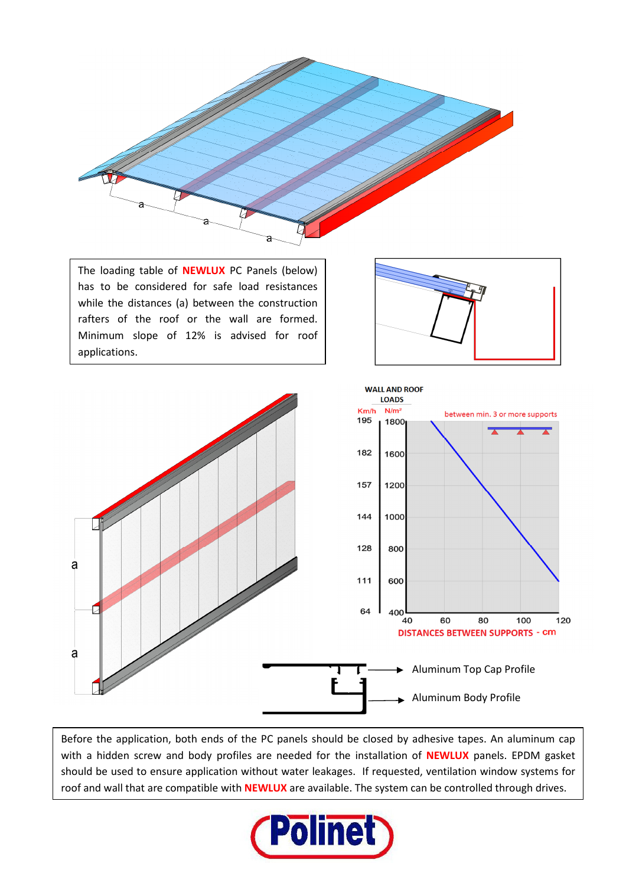a

a

a

The loading table of **NEWLUX** PC Panels (below) has to be considered for safe load resistances while the distances (a) between the construction rafters of the roof or the wall are formed. Minimum slope of 12% is advised for roof applications.

a

a

WALL AND ROOF LOADS

Km/h N/m²

between min. 3 or more supports

195 1800

182 1600

157 1200

144 1000

128 800

111 600

64 400

40 60 80 100 120

DISTANCES BETWEEN SUPPORTS - cm

Aluminum Top Cap Profile

Aluminum Body Profile

Before the application, both ends of the PC panels should be closed by adhesive tapes. An aluminum cap with a hidden screw and body profiles are needed for the installation of **NEWLUX** panels. EPDM gasket should be used to ensure application without water leakages. If requested, ventilation window systems for roof and wall that are compatible with **NEWLUX** are available. The system can be controlled through drives.

**Polinet**